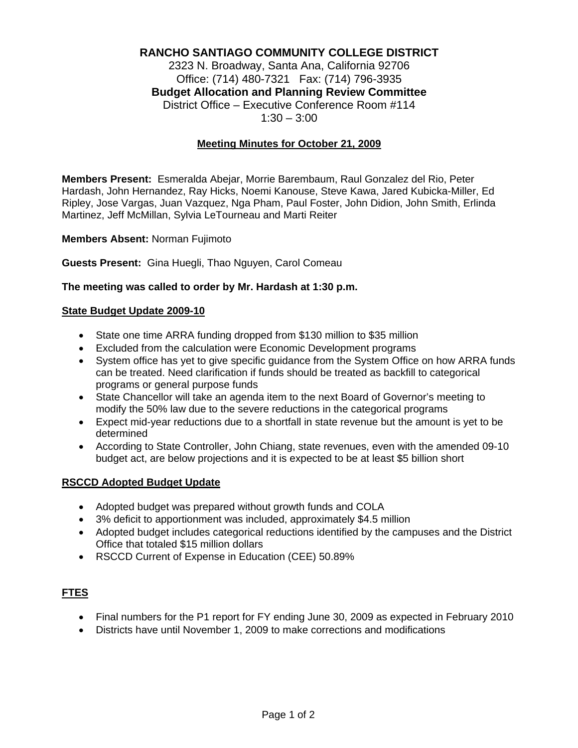# RANCHO SANTIAGO COMMUNITY COLLEGE DISTRICT

2323 N. Broadway, Santa Ana, California 92706
Office: (714) 480-7321 Fax: (714) 796-3935

**Budget Allocation and Planning Review Committee**

District Office – Executive Conference Room #114
1:30 – 3:00

## Meeting Minutes for October 21, 2009

**Members Present:** Esmeralda Abejar, Morrie Barembaum, Raul Gonzalez del Rio, Peter Hardash, John Hernandez, Ray Hicks, Noemi Kanouse, Steve Kawa, Jared Kubicka-Miller, Ed Ripley, Jose Vargas, Juan Vazquez, Nga Pham, Paul Foster, John Didion, John Smith, Erlinda Martinez, Jeff McMillan, Sylvia LeTourneau and Marti Reiter

**Members Absent:** Norman Fujimoto

**Guests Present:** Gina Huegli, Thao Nguyen, Carol Comeau

**The meeting was called to order by Mr. Hardash at 1:30 p.m.**

### State Budget Update 2009-10

- State one time ARRA funding dropped from $130 million to $35 million
- Excluded from the calculation were Economic Development programs
- System office has yet to give specific guidance from the System Office on how ARRA funds can be treated. Need clarification if funds should be treated as backfill to categorical programs or general purpose funds
- State Chancellor will take an agenda item to the next Board of Governor's meeting to modify the 50% law due to the severe reductions in the categorical programs
- Expect mid-year reductions due to a shortfall in state revenue but the amount is yet to be determined
- According to State Controller, John Chiang, state revenues, even with the amended 09-10 budget act, are below projections and it is expected to be at least $5 billion short

### RSCCD Adopted Budget Update

- Adopted budget was prepared without growth funds and COLA
- 3% deficit to apportionment was included, approximately $4.5 million
- Adopted budget includes categorical reductions identified by the campuses and the District Office that totaled $15 million dollars
- RSCCD Current of Expense in Education (CEE) 50.89%

### FTES

- Final numbers for the P1 report for FY ending June 30, 2009 as expected in February 2010
- Districts have until November 1, 2009 to make corrections and modifications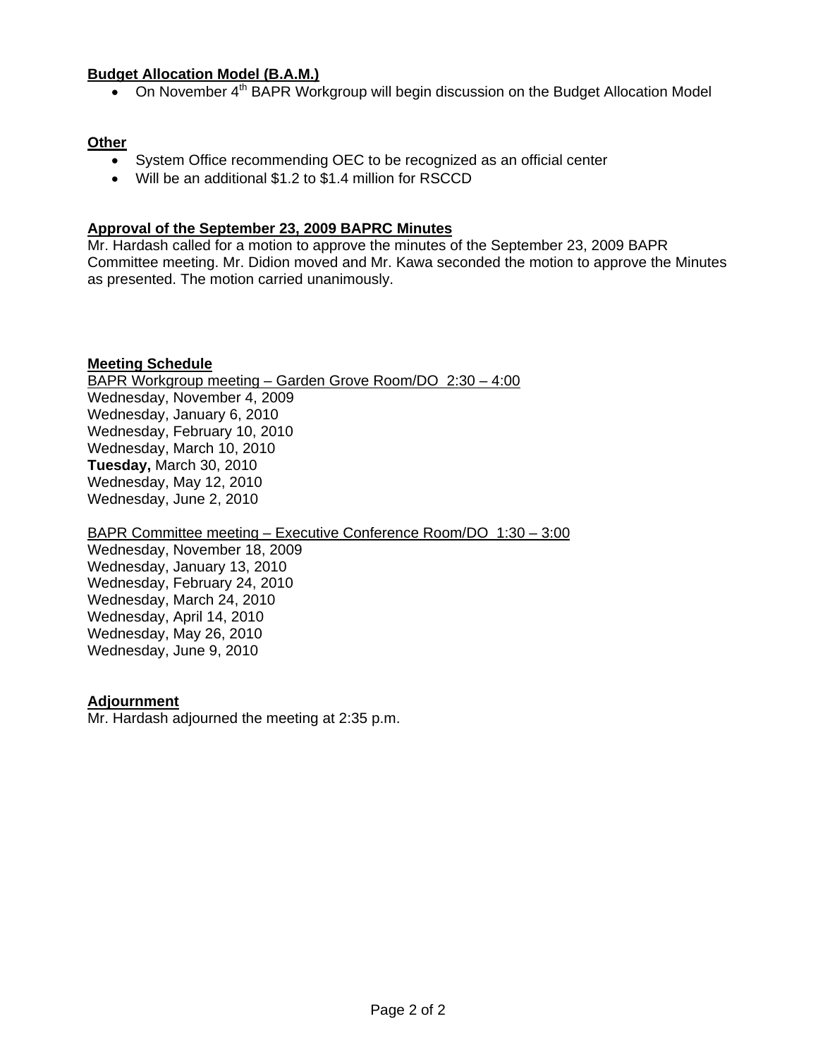**Budget Allocation Model (B.A.M.)**

- On November 4th BAPR Workgroup will begin discussion on the Budget Allocation Model

**Other**

- System Office recommending OEC to be recognized as an official center
- Will be an additional $1.2 to $1.4 million for RSCCD

**Approval of the September 23, 2009 BAPRC Minutes**

Mr. Hardash called for a motion to approve the minutes of the September 23, 2009 BAPR Committee meeting. Mr. Didion moved and Mr. Kawa seconded the motion to approve the Minutes as presented. The motion carried unanimously.

**Meeting Schedule**

BAPR Workgroup meeting – Garden Grove Room/DO 2:30 – 4:00

Wednesday, November 4, 2009
Wednesday, January 6, 2010
Wednesday, February 10, 2010
Wednesday, March 10, 2010
**Tuesday,** March 30, 2010
Wednesday, May 12, 2010
Wednesday, June 2, 2010

BAPR Committee meeting – Executive Conference Room/DO 1:30 – 3:00

Wednesday, November 18, 2009
Wednesday, January 13, 2010
Wednesday, February 24, 2010
Wednesday, March 24, 2010
Wednesday, April 14, 2010
Wednesday, May 26, 2010
Wednesday, June 9, 2010

**Adjournment**

Mr. Hardash adjourned the meeting at 2:35 p.m.